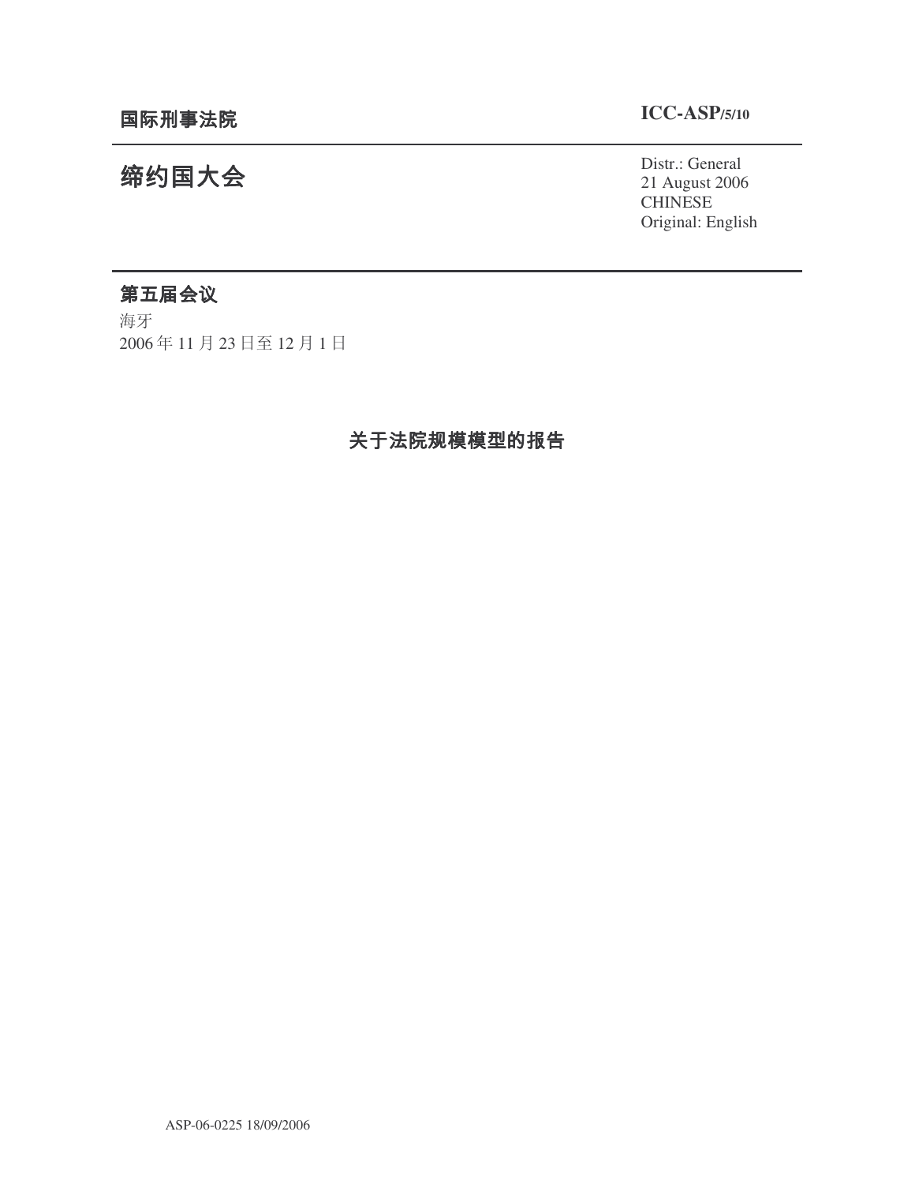**国际刑事法院** **ICC-ASP/5/10**

# 缔约国大会

Distr.: General
21 August 2006
CHINESE
Original: English

## 第五届会议

海牙
2006 年 11 月 23 日至 12 月 1 日

## 关于法院规模模型的报告

ASP-06-0225 18/09/2006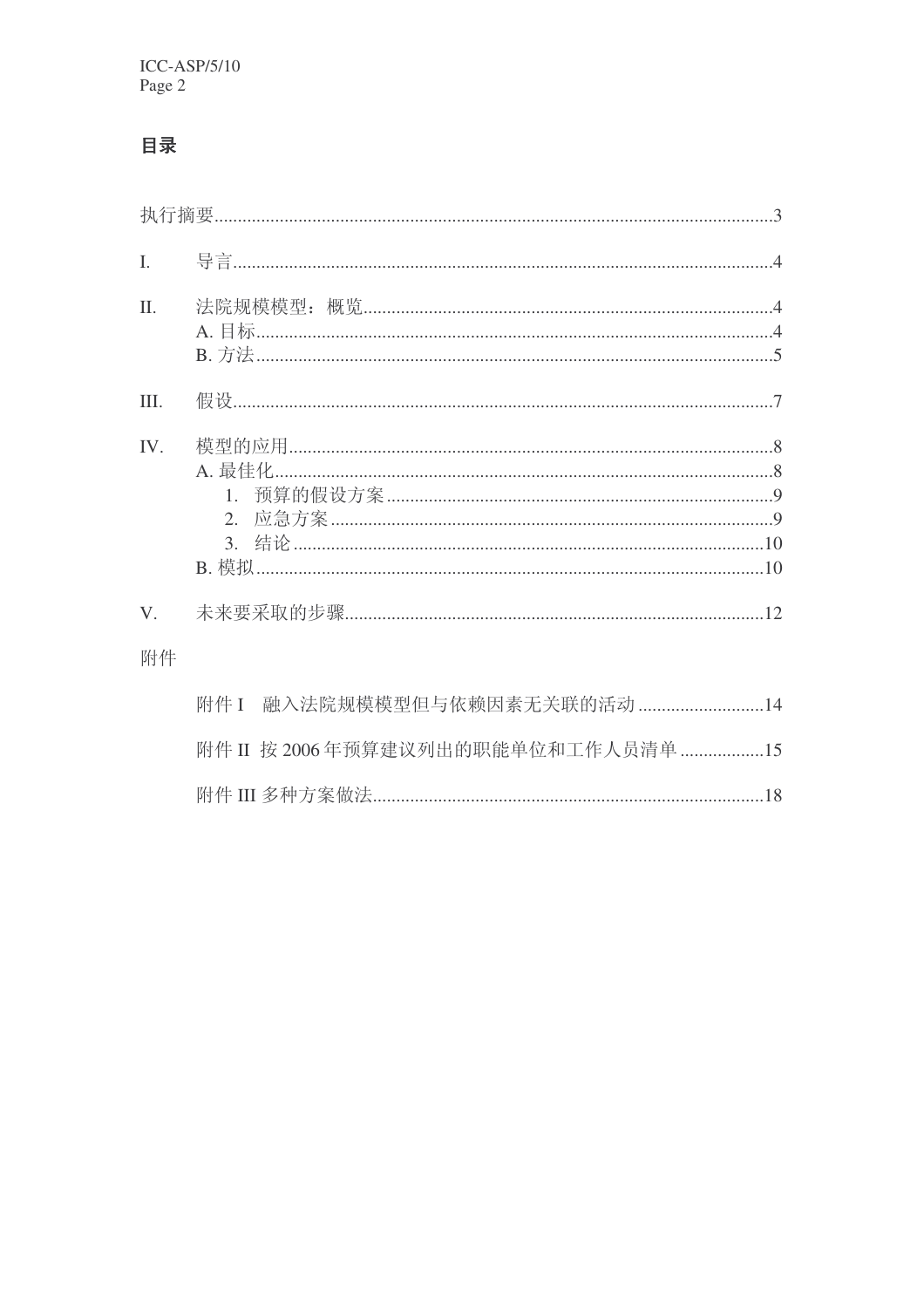# 目录

执行摘要........................................................................................................................3

I. 导言..................................................................................................................................4

II. 法院规模模型：概览......................................................................................................4
- A. 目标............................................................................................................................4
- B. 方法............................................................................................................................5

III. 假设................................................................................................................................7

IV. 模型的应用......................................................................................................................8
- A. 最佳化........................................................................................................................8
  1. 预算的假设方案..................................................................................................9
  2. 应急方案..............................................................................................................9
  3. 结论....................................................................................................................10
- B. 模拟..........................................................................................................................10

V. 未来要采取的步骤.........................................................................................................12

附件

- 附件 I 融入法院规模模型但与依赖因素无关联的活动...........................14
- 附件 II 按 2006 年预算建议列出的职能单位和工作人员清单..................15
- 附件 III 多种方案做法...................................................................................18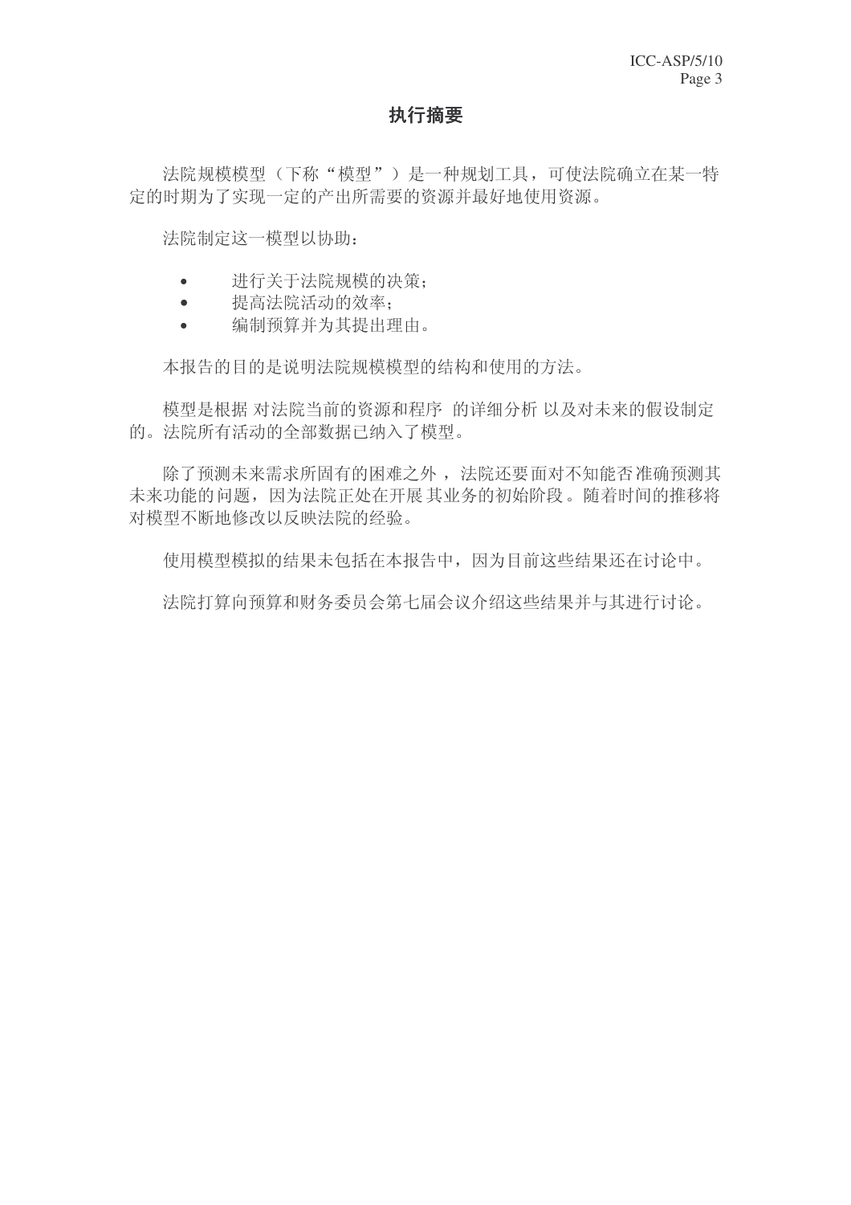# 执行摘要

法院规模模型（下称“模型”）是一种规划工具，可使法院确立在某一特定的时期为了实现一定的产出所需要的资源并最好地使用资源。

法院制定这一模型以协助：

- 进行关于法院规模的决策；
- 提高法院活动的效率；
- 编制预算并为其提出理由。

本报告的目的是说明法院规模模型的结构和使用的方法。

模型是根据对法院当前的资源和程序的详细分析以及对未来的假设制定的。法院所有活动的全部数据已纳入了模型。

除了预测未来需求所固有的困难之外，法院还要面对不知能否准确预测其未来功能的问题，因为法院正处在开展其业务的初始阶段。随着时间的推移将对模型不断地修改以反映法院的经验。

使用模型模拟的结果未包括在本报告中，因为目前这些结果还在讨论中。

法院打算向预算和财务委员会第七届会议介绍这些结果并与其进行讨论。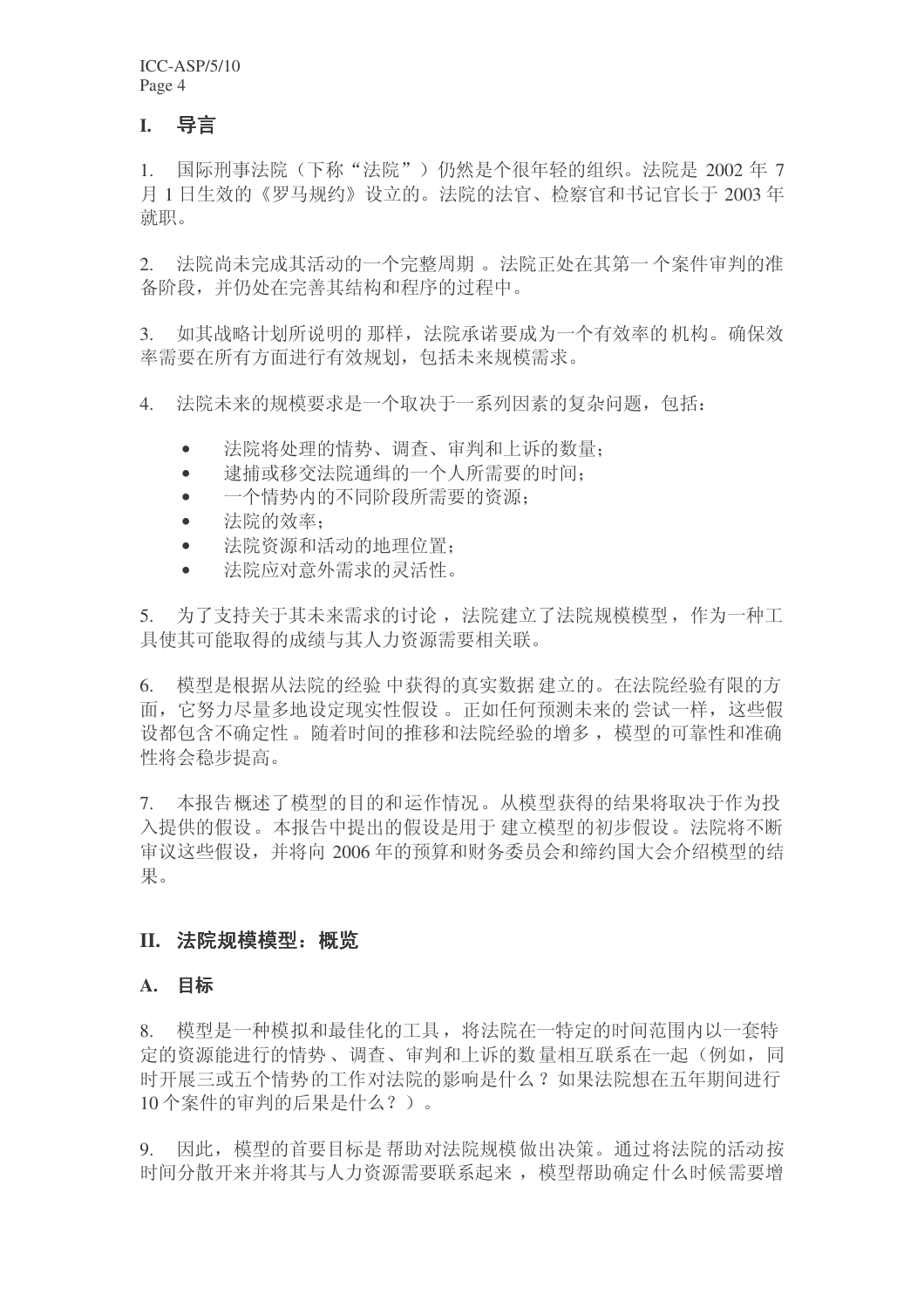# I. 导言

1. 国际刑事法院（下称“法院”）仍然是个很年轻的组织。法院是 2002 年 7 月 1 日生效的《罗马规约》设立的。法院的法官、检察官和书记官长于 2003 年就职。

2. 法院尚未完成其活动的一个完整周期。法院正处在其第一个案件审判的准备阶段，并仍处在完善其结构和程序的过程中。

3. 如其战略计划所说明的那样，法院承诺要成为一个有效率的机构。确保效率需要在所有方面进行有效规划，包括未来规模需求。

4. 法院未来的规模要求是一个取决于一系列因素的复杂问题，包括：

- 法院将处理的情势、调查、审判和上诉的数量；
- 逮捕或移交法院通缉的一个人所需要的时间；
- 一个情势内的不同阶段所需要的资源；
- 法院的效率；
- 法院资源和活动的地理位置；
- 法院应对意外需求的灵活性。

5. 为了支持关于其未来需求的讨论，法院建立了法院规模模型，作为一种工具使其可能取得的成绩与其人力资源需要相关联。

6. 模型是根据从法院的经验中获得的真实数据建立的。在法院经验有限的方面，它努力尽量多地设定现实性假设。正如任何预测未来的尝试一样，这些假设都包含不确定性。随着时间的推移和法院经验的增多，模型的可靠性和准确性将会稳步提高。

7. 本报告概述了模型的目的和运作情况。从模型获得的结果将取决于作为投入提供的假设。本报告中提出的假设是用于建立模型的初步假设。法院将不断审议这些假设，并将向 2006 年的预算和财务委员会和缔约国大会介绍模型的结果。

# II. 法院规模模型：概览

## A. 目标

8. 模型是一种模拟和最佳化的工具，将法院在一特定的时间范围内以一套特定的资源能进行的情势、调查、审判和上诉的数量相互联系在一起（例如，同时开展三或五个情势的工作对法院的影响是什么？如果法院想在五年期间进行 10 个案件的审判的后果是什么？）。

9. 因此，模型的首要目标是帮助对法院规模做出决策。通过将法院的活动按时间分散开来并将其与人力资源需要联系起来，模型帮助确定什么时候需要增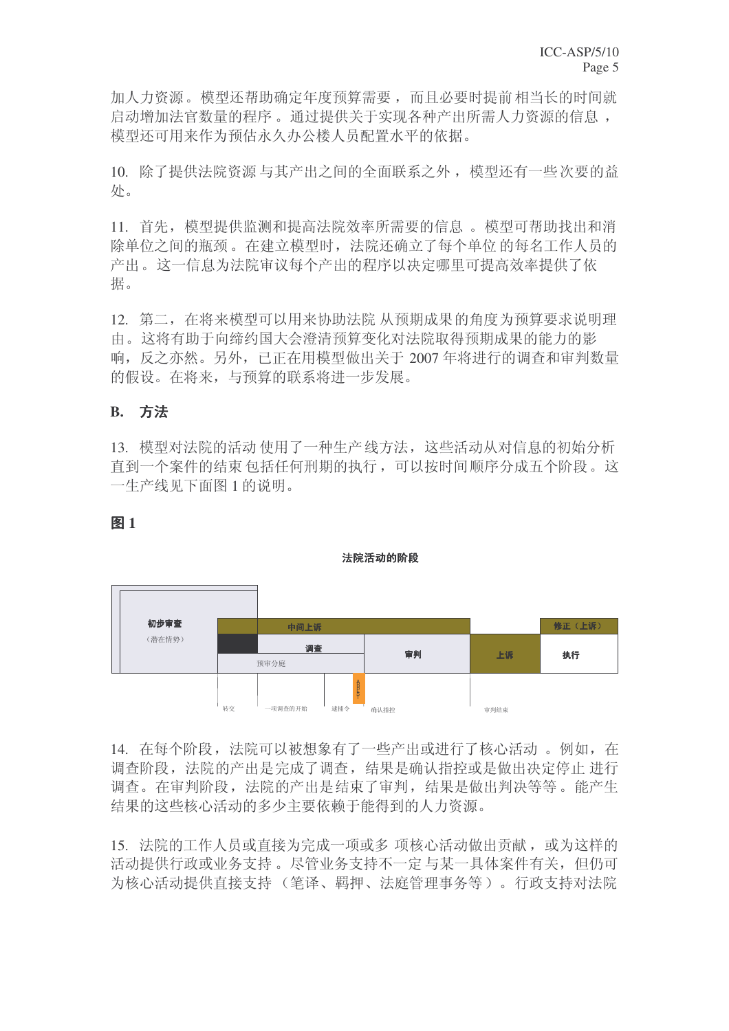加人力资源。模型还帮助确定年度预算需要，而且必要时提前相当长的时间就启动增加法官数量的程序。通过提供关于实现各种产出所需人力资源的信息，模型还可用来作为预估永久办公楼人员配置水平的依据。

10. 除了提供法院资源与其产出之间的全面联系之外，模型还有一些次要的益处。

11. 首先，模型提供监测和提高法院效率所需要的信息。模型可帮助找出和消除单位之间的瓶颈。在建立模型时，法院还确立了每个单位的每名工作人员的产出。这一信息为法院审议每个产出的程序以决定哪里可提高效率提供了依据。

12. 第二，在将来模型可以用来协助法院从预期成果的角度为预算要求说明理由。这将有助于向缔约国大会澄清预算变化对法院取得预期成果的能力的影响，反之亦然。另外，已正在用模型做出关于 2007 年将进行的调查和审判数量的假设。在将来，与预算的联系将进一步发展。

## B. 方法

13. 模型对法院的活动使用了一种生产线方法，这些活动从对信息的初始分析直到一个案件的结束包括任何刑期的执行，可以按时间顺序分成五个阶段。这一生产线见下面图 1 的说明。

**图 1**

**法院活动的阶段**

初步审查（潜在情势）｜中间上诉｜调查｜预审分庭｜审判｜上诉｜修正（上诉）｜执行

转交｜一项调查的开始｜逮捕令｜确认指控｜审判结束

14. 在每个阶段，法院可以被想象有了一些产出或进行了核心活动。例如，在调查阶段，法院的产出是完成了调查，结果是确认指控或是做出决定停止进行调查。在审判阶段，法院的产出是结束了审判，结果是做出判决等等。能产生结果的这些核心活动的多少主要依赖于能得到的人力资源。

15. 法院的工作人员或直接为完成一项或多项核心活动做出贡献，或为这样的活动提供行政或业务支持。尽管业务支持不一定与某一具体案件有关，但仍可为核心活动提供直接支持（笔译、羁押、法庭管理事务等）。行政支持对法院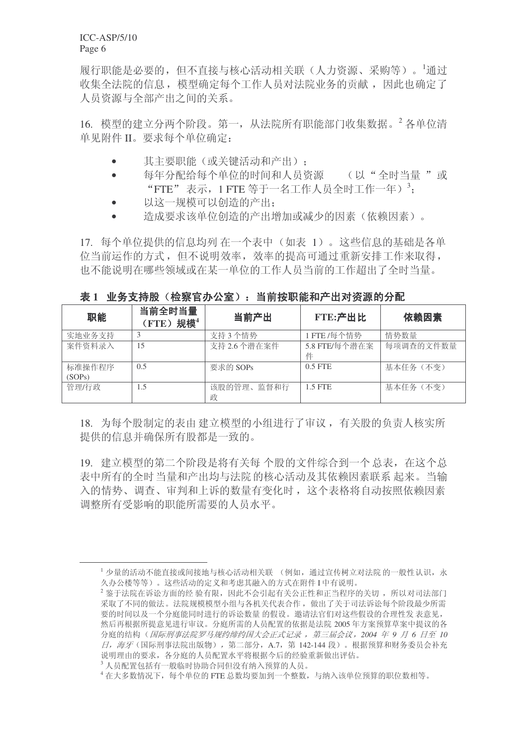履行职能是必要的，但不直接与核心活动相关联（人力资源、采购等）。[1]通过收集全法院的信息，模型确定每个工作人员对法院业务的贡献，因此也确定了人员资源与全部产出之间的关系。

16. 模型的建立分两个阶段。第一，从法院所有职能部门收集数据。[2] 各单位清单见附件 II。要求每个单位确定：

- 其主要职能（或关键活动和产出）；
- 每年分配给每个单位的时间和人员资源（以“全时当量”或“FTE”表示，1 FTE 等于一名工作人员全时工作一年）[3]；
- 以这一规模可以创造的产出；
- 造成要求该单位创造的产出增加或减少的因素（依赖因素）。

17. 每个单位提供的信息均列在一个表中（如表 1）。这些信息的基础是各单位当前运作的方式，但不说明效率，效率的提高可通过重新安排工作来取得，也不能说明在哪些领域或在某一单位的工作人员当前的工作超出了全时当量。

**表 1 业务支持股（检察官办公室）：当前按职能和产出对资源的分配**

| 职能 | 当前全时当量（FTE）规模[4] | 当前产出 | FTE:产出比 | 依赖因素 |
|---|---|---|---|---|
| 实地业务支持 | 3 | 支持 3 个情势 | 1 FTE /每个情势 | 情势数量 |
| 案件资料录入 | 15 | 支持 2.6 个潜在案件 | 5.8 FTE/每个潜在案件 | 每项调查的文件数量 |
| 标准操作程序 (SOPs) | 0.5 | 要求的 SOPs | 0.5 FTE | 基本任务（不变） |
| 管理/行政 | 1.5 | 该股的管理、监督和行政 | 1.5 FTE | 基本任务（不变） |

18. 为每个股制定的表由建立模型的小组进行了审议，有关股的负责人核实所提供的信息并确保所有股都是一致的。

19. 建立模型的第二个阶段是将有关每个股的文件综合到一个总表，在这个总表中所有的全时当量和产出均与法院的核心活动及其依赖因素联系起来。当输入的情势、调查、审判和上诉的数量有变化时，这个表格将自动按照依赖因素调整所有受影响的职能所需要的人员水平。

---

[1] 少量的活动不能直接或间接地与核心活动相关联（例如，通过宣传树立对法院的一般性认识，永久办公楼等等）。这些活动的定义和考虑其融入的方式在附件 I 中有说明。

[2] 鉴于法院在诉讼方面的经验有限，因此不会引起有关公正性和正当程序的关切，所以对司法部门采取了不同的做法。法院规模模型小组与各机关代表合作，做出了关于司法诉讼每个阶段最少所需要的时间以及一个分庭能同时进行的诉讼数量的假设。邀请法官们对这些假设的合理性发表意见，然后再根据所提意见进行审议。分庭所需的人员配置的依据是法院 2005 年方案预算草案中提议的各分庭的结构（*国际刑事法院罗马规约缔约国大会正式记录，第三届会议，2004 年 9 月 6 日至 10 日，海牙*（国际刑事法院出版物），第二部分，A.7，第 142-144 段）。根据预算和财务委员会补充说明理由的要求，各分庭的人员配置水平将根据今后的经验重新做出评估。

[3] 人员配置包括有一般临时协助合同但没有纳入预算的人员。

[4] 在大多数情况下，每个单位的 FTE 总数均要加到一个整数，与纳入该单位预算的职位数相等。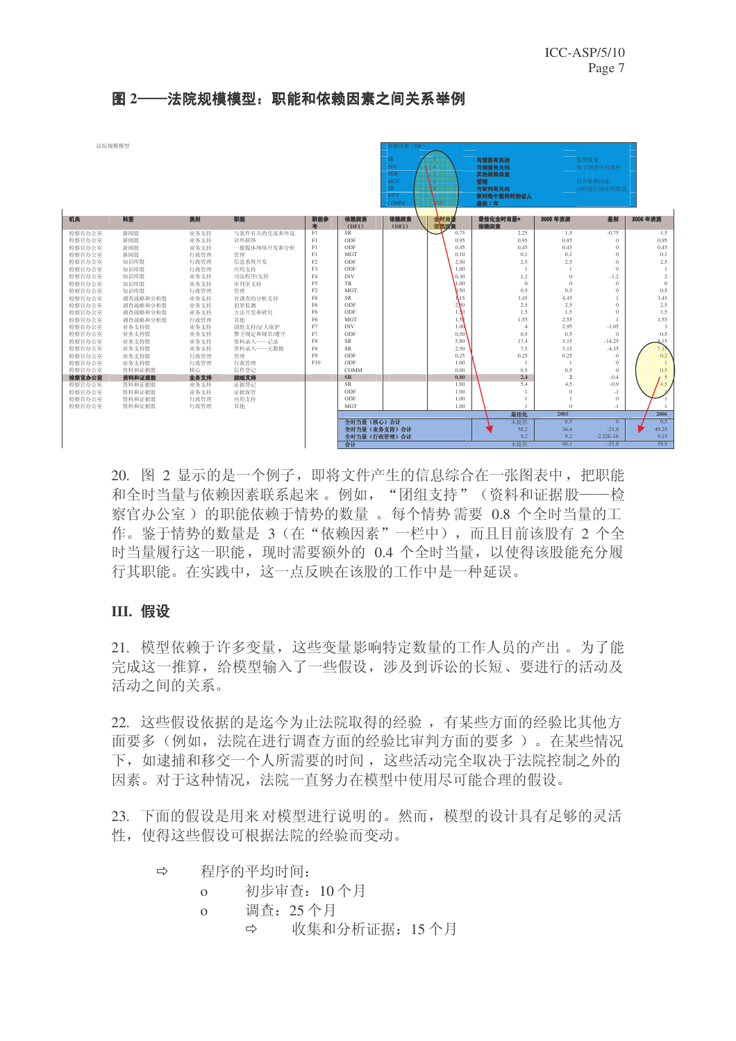# 图 2——法院规模模型：职能和依赖因素之间关系举例

法院规模模型

| 依赖因素（DF） | |
|---|---|
| SR | 与情势有关的 |
| INV | 与调查有关的 |
| ODF | 其他依赖因素 |
| MGT | 管理 |
| TR | 与审判有关的 |
| WPT | 审判每个案件时的证人 |
| COMM | 通信 / 年 |

| 机关 | 科室 | 类别 | 职能 | 职能参考 | 依赖因素（DF1） | 依赖因素（DF2） | 全时当量/依赖因素 | 最佳化全时当量*依赖因素 | 2005 年资源 | 差别 | 2006 年资源 |
|---|---|---|---|---|---|---|---|---|---|---|---|
| 检察官办公室 | 新闻股 | 业务支持 | 与案件有关的交流和外延 | F1 | SR | | 0.75 | 2.25 | 1.5 | -0.75 | 1.5 |
| 检察官办公室 | 新闻股 | 业务支持 | 对外联络 | F1 | ODF | | 0.95 | 0.95 | 0.95 | 0 | 0.95 |
| 检察官办公室 | 新闻股 | 业务支持 | 一般媒体网络开发和分析 | F1 | ODF | | 0.45 | 0.45 | 0.45 | 0 | 0.45 |
| 检察官办公室 | 新闻股 | 行政管理 | 管理 | F1 | MGT | | 0.10 | 0.1 | 0.1 | 0 | 0.1 |
| 检察官办公室 | 知识库股 | 行政管理 | 信息系统开发 | F2 | ODF | | 2.50 | 2.5 | 2.5 | 0 | 2.5 |
| 检察官办公室 | 知识库股 | 行政管理 | 应用支持 | F3 | ODF | | 1.00 | 1 | 1 | 0 | 1 |
| 检察官办公室 | 知识库股 | 业务支持 | 司法程序/支持 | F4 | INV | | 0.30 | 1.2 | 0 | -1.2 | 2 |
| 检察官办公室 | 知识库股 | 业务支持 | 审判室支持 | F5 | TR | | 1.00 | 0 | 0 | 0 | 0 |
| 检察官办公室 | 知识库股 | 行政管理 | 管理 | F2 | MGT | | 0.50 | 0.5 | 0.5 | 0 | 0.5 |
| 检察官办公室 | 调查战略和分析股 | 业务支持 | 对调查的分析支持 | F6 | SR | | 1.15 | 3.45 | 4.45 | 1 | 3.45 |
| 检察官办公室 | 调查战略和分析股 | 业务支持 | 犯罪监测 | F6 | ODF | | 2.50 | 2.5 | 2.5 | 0 | 2.5 |
| 检察官办公室 | 调查战略和分析股 | 业务支持 | 方法开发和研究 | F6 | ODF | | 1.50 | 1.5 | 1.5 | 0 | 1.5 |
| 检察官办公室 | 调查战略和分析股 | 行政管理 | 其他 | F6 | MGT | | 1.55 | 1.55 | 2.55 | 1 | 1.55 |
| 检察官办公室 | 业务支持股 | 业务支持 | 团组支持/证人保护 | F7 | INV | | 1.00 | 4 | 2.95 | -1.05 | 3 |
| 检察官办公室 | 业务支持股 | 业务支持 | 警卫规定和规章/遵守 | F7 | ODF | | 0.50 | 0.5 | 0.5 | 0 | 0.5 |
| 检察官办公室 | 业务支持股 | 业务支持 | 资料录入——记录 | F8 | SR | | 5.80 | 17.4 | 3.15 | -14.25 | 8.15 |
| 检察官办公室 | 业务支持股 | 业务支持 | 资料录入——元数据 | F8 | SR | | 2.50 | 7.5 | 3.15 | -4.35 | 7.4 |
| 检察官办公室 | 业务支持股 | 行政管理 | 管理 | F9 | ODF | | 0.25 | 0.25 | 0.25 | 0 | 0.2 |
| 检察官办公室 | 业务支持股 | 行政管理 | 行政管理 | F10 | ODF | | 1.00 | 1 | 1 | 0 | 1 |
| 检察官办公室 | 资料和证据股 | 核心 | 信件登记 | | COMM | | 0.00 | 0.5 | 0.5 | 0 | 0.5 |
| **检察官办公室** | **资料和证据股** | **业务支持** | **团组支持** | | **SR** | | **0.80** | **2.4** | **2** | **-0.4** | **5** |
| 检察官办公室 | 资料和证据股 | 业务支持 | 证据登记 | | SR | | 1.80 | 5.4 | 4.5 | -0.9 | 4.5 |
| 检察官办公室 | 资料和证据股 | 业务支持 | 证据保管 | | ODF | | 1.00 | 1 | 0 | -1 | 1 |
| 检察官办公室 | 资料和证据股 | 行政管理 | 应用支持 | | ODF | | 1.00 | 1 | 1 | 0 | 1 |
| 检察官办公室 | 资料和证据股 | 行政管理 | 其他 | | MGT | | 1.00 | 1 | 0 | -1 | 1 |
| | | | | | | | | 最佳化 | 2005 | | 2006 |
| | | | | | 全时当量（核心）合计 | | | 未提供 | 0.5 | 0 | 0.5 |
| | | | | | 全时当量（业务支持）合计 | | | 58.2 | 36.4 | -21.8 | 49.25 |
| | | | | | 全时当量（行政管理）合计 | | | 9.2 | 9.2 | -2.22E-16 | 9.15 |
| | | | | | 合计 | | | 未提供 | 46.1 | -21.8 | 58.9 |

| 依赖因素 | |
|---|---|
| 情势数量 | 处于调查中的案件 |
| 没有依赖因素 | 同时进行的审判数量 |

20. 图 2 显示的是一个例子，即将文件产生的信息综合在一张图表中，把职能和全时当量与依赖因素联系起来 。例如， “团组支持” （资料和证据股——检察官办公室 ）的职能依赖于情势的数量 。每个情势 需要 0.8 个全时当量的工作。鉴于情势的数量是 3（在“依赖因素”一栏中），而且目前该股有 2 个全时当量履行这一职能，现时需要额外的 0.4 个全时当量，以使得该股能充分履行其职能。在实践中，这一点反映在该股的工作中是一种延误。

## III. 假设

21. 模型依赖于许多变量，这些变量影响特定数量的工作人员的产出 。为了能完成这一推算，给模型输入了一些假设，涉及到诉讼的长短、要进行的活动及活动之间的关系。

22. 这些假设依据的是迄今为止法院取得的经验 ，有某些方面的经验比其他方面要多（例如，法院在进行调查方面的经验比审判方面的要多 ）。在某些情况下，如逮捕和移交一个人所需要的时间 ，这些活动完全取决于法院控制之外的因素。对于这种情况，法院一直努力在模型中使用尽可能合理的假设。

23. 下面的假设是用来 对模型进行说明的。然而，模型的设计具有足够的灵活性，使得这些假设可根据法院的经验而变动。

- ⇨ 程序的平均时间：
  - o 初步审查：10 个月
  - o 调查：25 个月
    - ⇨ 收集和分析证据：15 个月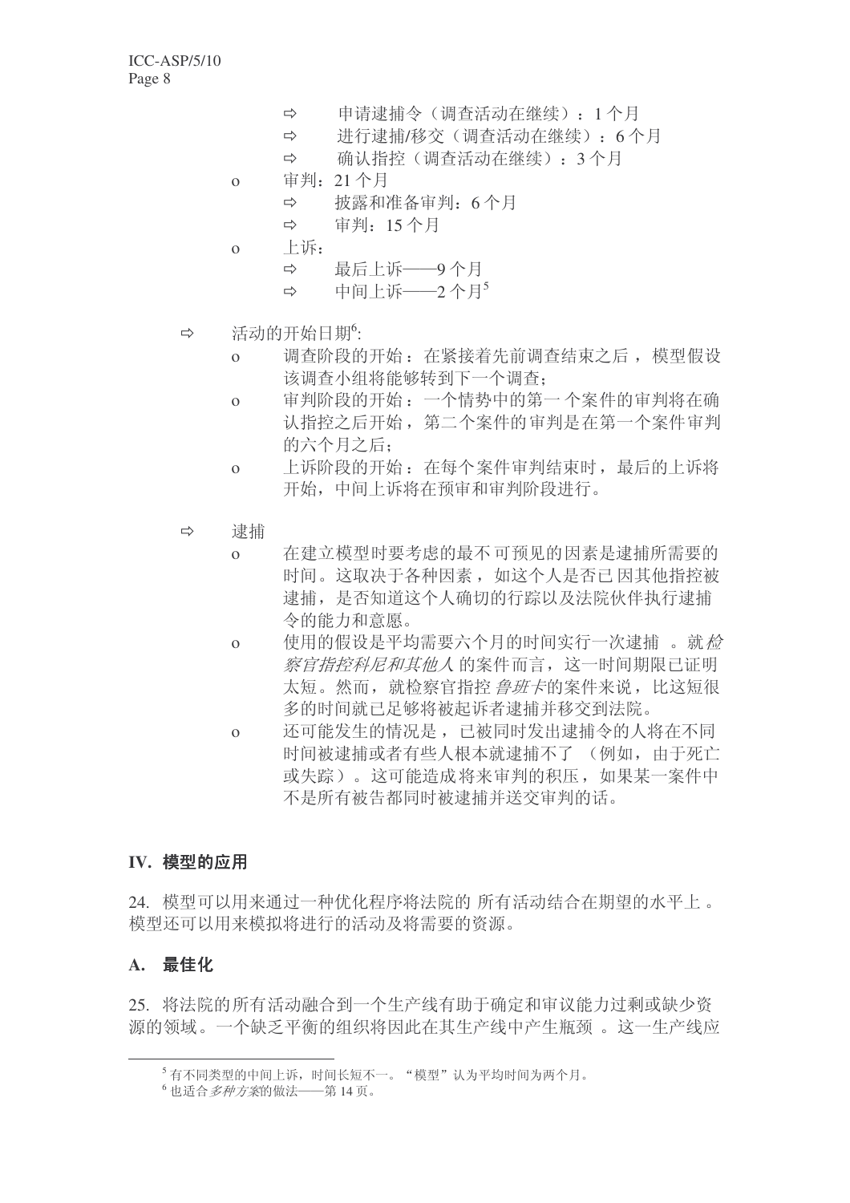- ⇨ 申请逮捕令（调查活动在继续）：1 个月
- ⇨ 进行逮捕/移交（调查活动在继续）：6 个月
- ⇨ 确认指控（调查活动在继续）：3 个月

- o 审判：21 个月
  - ⇨ 披露和准备审判：6 个月
  - ⇨ 审判：15 个月
- o 上诉：
  - ⇨ 最后上诉——9 个月
  - ⇨ 中间上诉——2 个月[5]

- ⇨ 活动的开始日期[6]:
  - o 调查阶段的开始：在紧接着先前调查结束之后，模型假设该调查小组将能够转到下一个调查；
  - o 审判阶段的开始：一个情势中的第一个案件的审判将在确认指控之后开始，第二个案件的审判是在第一个案件审判的六个月之后；
  - o 上诉阶段的开始：在每个案件审判结束时，最后的上诉将开始，中间上诉将在预审和审判阶段进行。

- ⇨ 逮捕
  - o 在建立模型时要考虑的最不可预见的因素是逮捕所需要的时间。这取决于各种因素，如这个人是否已因其他指控被逮捕，是否知道这个人确切的行踪以及法院伙伴执行逮捕令的能力和意愿。
  - o 使用的假设是平均需要六个月的时间实行一次逮捕。就*检察官指控科尼和其他人*的案件而言，这一时间期限已证明太短。然而，就检察官指控*鲁班卡*的案件来说，比这短很多的时间就已足够将被起诉者逮捕并移交到法院。
  - o 还可能发生的情况是，已被同时发出逮捕令的人将在不同时间被逮捕或者有些人根本就逮捕不了（例如，由于死亡或失踪）。这可能造成将来审判的积压，如果某一案件中不是所有被告都同时被逮捕并送交审判的话。

## IV. 模型的应用

24. 模型可以用来通过一种优化程序将法院的所有活动结合在期望的水平上。模型还可以用来模拟将进行的活动及将需要的资源。

### A. 最佳化

25. 将法院的所有活动融合到一个生产线有助于确定和审议能力过剩或缺少资源的领域。一个缺乏平衡的组织将因此在其生产线中产生瓶颈。这一生产线应

---

[5] 有不同类型的中间上诉，时间长短不一。“模型”认为平均时间为两个月。

[6] 也适合*多种方案*的做法——第 14 页。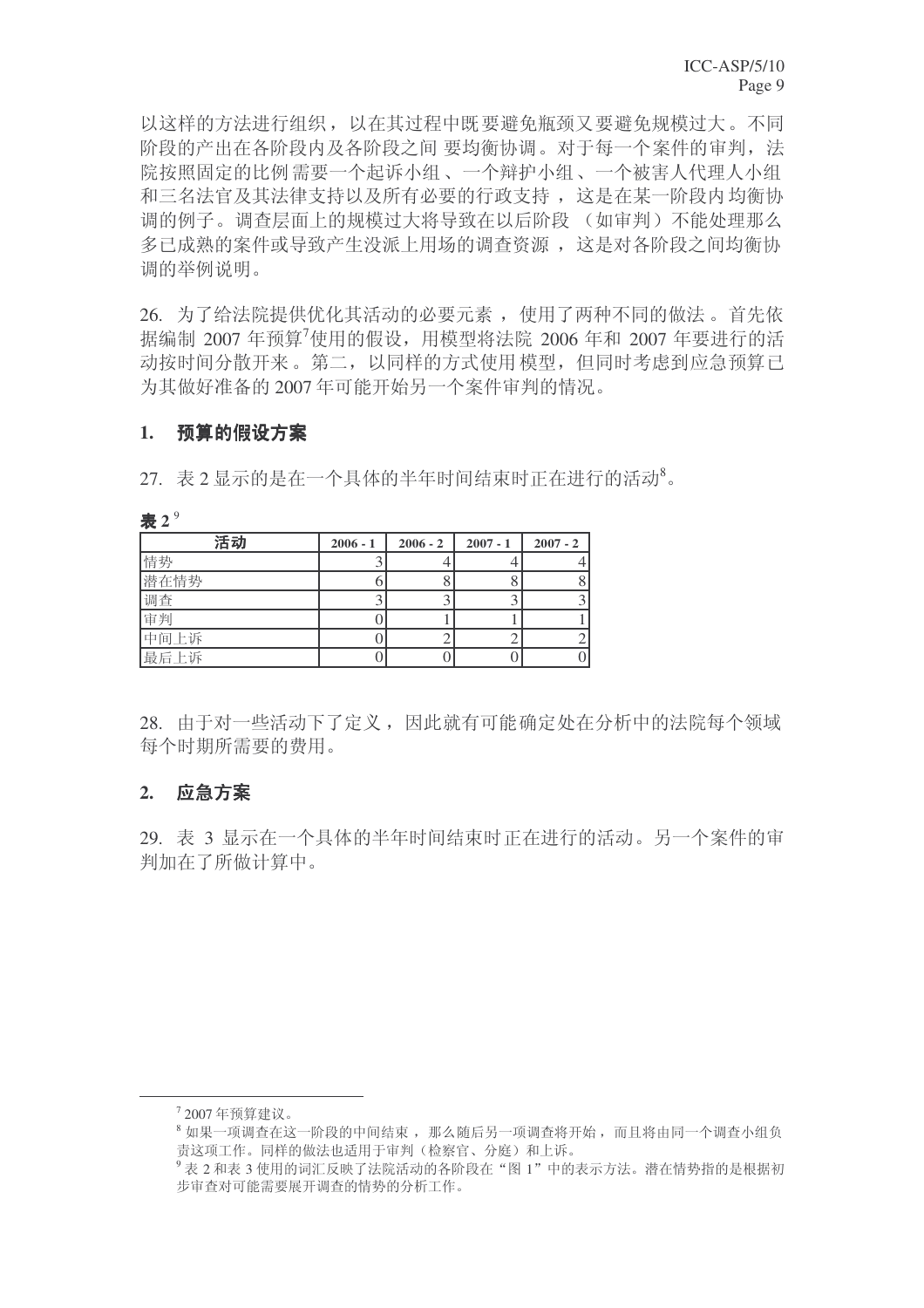以这样的方法进行组织，以在其过程中既要避免瓶颈又要避免规模过大。不同阶段的产出在各阶段内及各阶段之间 要均衡协调。对于每一个案件的审判，法院按照固定的比例需要一个起诉小组、一个辩护小组、一个被害人代理人小组和三名法官及其法律支持以及所有必要的行政支持，这是在某一阶段内均衡协调的例子。调查层面上的规模过大将导致在以后阶段 （如审判）不能处理那么多已成熟的案件或导致产生没派上用场的调查资源，这是对各阶段之间均衡协调的举例说明。

26. 为了给法院提供优化其活动的必要元素，使用了两种不同的做法。首先依据编制 2007 年预算[7]使用的假设，用模型将法院 2006 年和 2007 年要进行的活动按时间分散开来。第二，以同样的方式使用模型，但同时考虑到应急预算已为其做好准备的 2007 年可能开始另一个案件审判的情况。

## 1. 预算的假设方案

27. 表 2 显示的是在一个具体的半年时间结束时正在进行的活动[8]。

**表 2** [9]

| 活动 | 2006 - 1 | 2006 - 2 | 2007 - 1 | 2007 - 2 |
|---|---|---|---|---|
| 情势 | 3 | 4 | 4 | 4 |
| 潜在情势 | 6 | 8 | 8 | 8 |
| 调查 | 3 | 3 | 3 | 3 |
| 审判 | 0 | 1 | 1 | 1 |
| 中间上诉 | 0 | 2 | 2 | 2 |
| 最后上诉 | 0 | 0 | 0 | 0 |

28. 由于对一些活动下了定义，因此就有可能确定处在分析中的法院每个领域每个时期所需要的费用。

## 2. 应急方案

29. 表 3 显示在一个具体的半年时间结束时正在进行的活动。另一个案件的审判加在了所做计算中。

---

[7] 2007 年预算建议。

[8] 如果一项调查在这一阶段的中间结束，那么随后另一项调查将开始，而且将由同一个调查小组负责这项工作。同样的做法也适用于审判（检察官、分庭）和上诉。

[9] 表 2 和表 3 使用的词汇反映了法院活动的各阶段在“图 1”中的表示方法。潜在情势指的是根据初步审查对可能需要展开调查的情势的分析工作。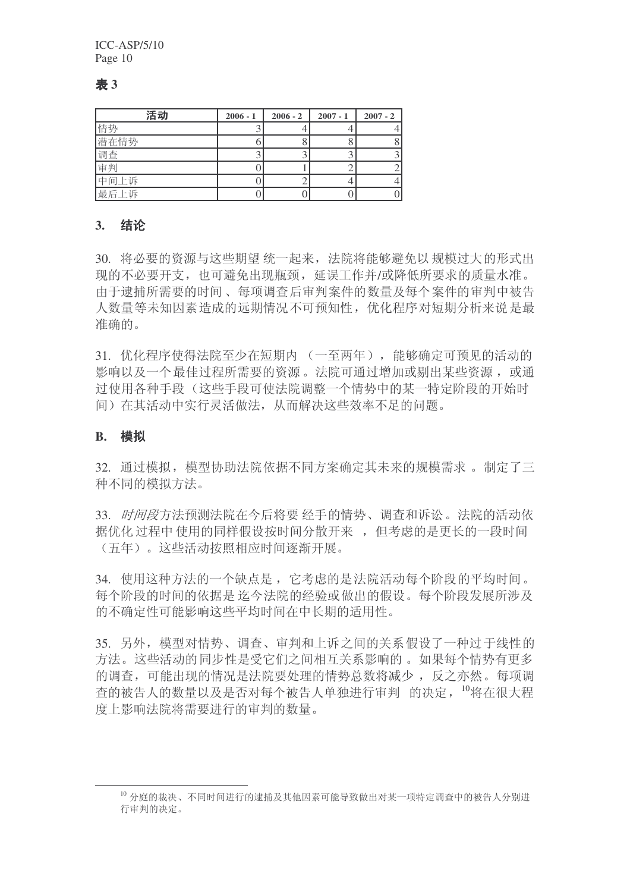**表 3**

| 活动 | 2006 - 1 | 2006 - 2 | 2007 - 1 | 2007 - 2 |
|---|---|---|---|---|
| 情势 | 3 | 4 | 4 | 4 |
| 潜在情势 | 6 | 8 | 8 | 8 |
| 调查 | 3 | 3 | 3 | 3 |
| 审判 | 0 | 1 | 2 | 2 |
| 中间上诉 | 0 | 2 | 4 | 4 |
| 最后上诉 | 0 | 0 | 0 | 0 |

### 3. 结论

30. 将必要的资源与这些期望统一起来，法院将能够避免以规模过大的形式出现的不必要开支，也可避免出现瓶颈，延误工作并/或降低所要求的质量水准。由于逮捕所需要的时间、每项调查后审判案件的数量及每个案件的审判中被告人数量等未知因素造成的远期情况不可预知性，优化程序对短期分析来说是最准确的。

31. 优化程序使得法院至少在短期内（一至两年），能够确定可预见的活动的影响以及一个最佳过程所需要的资源。法院可通过增加或剔出某些资源，或通过使用各种手段（这些手段可使法院调整一个情势中的某一特定阶段的开始时间）在其活动中实行灵活做法，从而解决这些效率不足的问题。

## B. 模拟

32. 通过模拟，模型协助法院依据不同方案确定其未来的规模需求。制定了三种不同的模拟方法。

33. *时间段*方法预测法院在今后将要经手的情势、调查和诉讼。法院的活动依据优化过程中使用的同样假设按时间分散开来，但考虑的是更长的一段时间（五年）。这些活动按照相应时间逐渐开展。

34. 使用这种方法的一个缺点是，它考虑的是法院活动每个阶段的平均时间。每个阶段的时间的依据是迄今法院的经验或做出的假设。每个阶段发展所涉及的不确定性可能影响这些平均时间在中长期的适用性。

35. 另外，模型对情势、调查、审判和上诉之间的关系假设了一种过于线性的方法。这些活动的同步性是受它们之间相互关系影响的。如果每个情势有更多的调查，可能出现的情况是法院要处理的情势总数将减少，反之亦然。每项调查的被告人的数量以及是否对每个被告人单独进行审判的决定，[10]将在很大程度上影响法院将需要进行的审判的数量。

[10] 分庭的裁决、不同时间进行的逮捕及其他因素可能导致做出对某一项特定调查中的被告人分别进行审判的决定。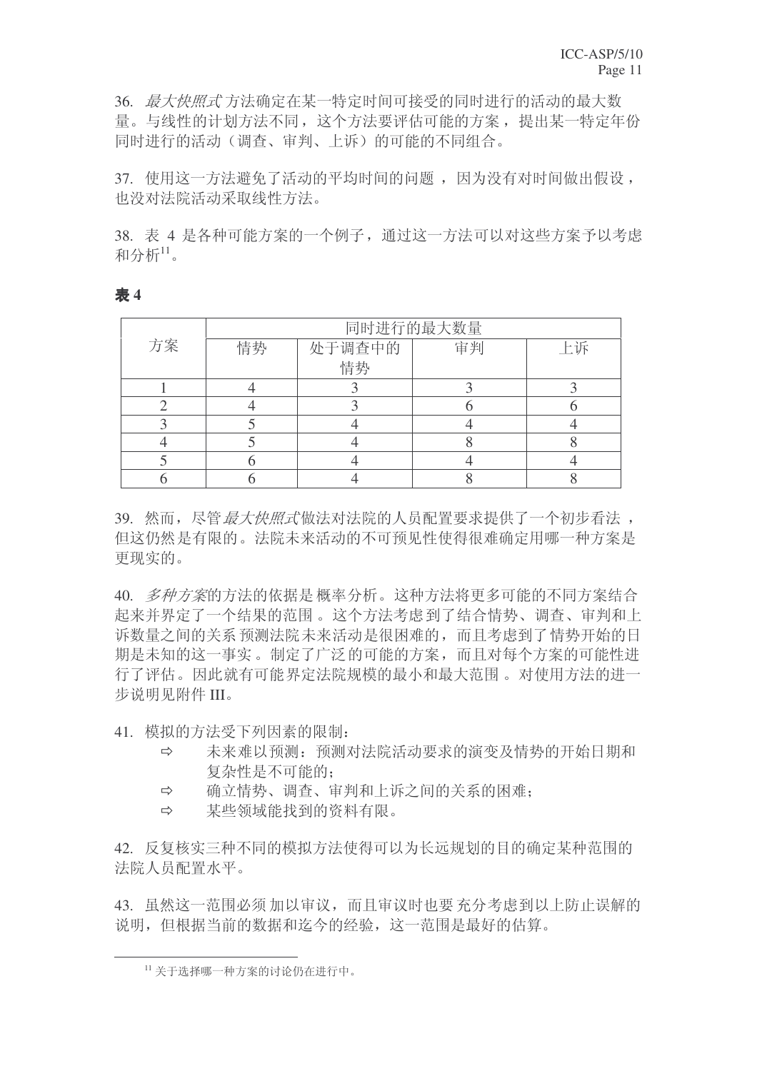36. *最大快照式* 方法确定在某一特定时间可接受的同时进行的活动的最大数量。与线性的计划方法不同，这个方法要评估可能的方案，提出某一特定年份同时进行的活动（调查、审判、上诉）的可能的不同组合。

37. 使用这一方法避免了活动的平均时间的问题 ，因为没有对时间做出假设，也没对法院活动采取线性方法。

38. 表 4 是各种可能方案的一个例子，通过这一方法可以对这些方案予以考虑和分析[11]。

**表 4**

| 方案 | 同时进行的最大数量 | | | |
|---|---|---|---|---|
| | 情势 | 处于调查中的情势 | 审判 | 上诉 |
| 1 | 4 | 3 | 3 | 3 |
| 2 | 4 | 3 | 6 | 6 |
| 3 | 5 | 4 | 4 | 4 |
| 4 | 5 | 4 | 8 | 8 |
| 5 | 6 | 4 | 4 | 4 |
| 6 | 6 | 4 | 8 | 8 |

39. 然而，尽管*最大快照式*做法对法院的人员配置要求提供了一个初步看法 ，但这仍然是有限的。法院未来活动的不可预见性使得很难确定用哪一种方案是更现实的。

40. *多种方案*的方法的依据是 概率分析。这种方法将更多可能的不同方案结合起来并界定了一个结果的范围 。这个方法考虑到了结合情势、调查、审判和上诉数量之间的关系 预测法院未来活动是很困难的，而且考虑到了 情势开始的日期是未知的这一事实 。制定了广泛的可能的方案，而且对每个方案的可能性进行了评估。因此就有可能界定法院规模的最小和最大范围 。对使用方法的进一步说明见附件 III。

41. 模拟的方法受下列因素的限制：

- ⇨ 未来难以预测：预测对法院活动要求的演变及情势的开始日期和复杂性是不可能的；
- ⇨ 确立情势、调查、审判和上诉之间的关系的困难；
- ⇨ 某些领域能找到的资料有限。

42. 反复核实三种不同的模拟方法使得可以为长远规划的目的确定某种范围的法院人员配置水平。

43. 虽然这一范围必须 加以审议，而且审议时也要 充分考虑到以上防止误解的说明，但根据当前的数据和迄今的经验，这一范围是最好的估算。

[11] 关于选择哪一种方案的讨论仍在进行中。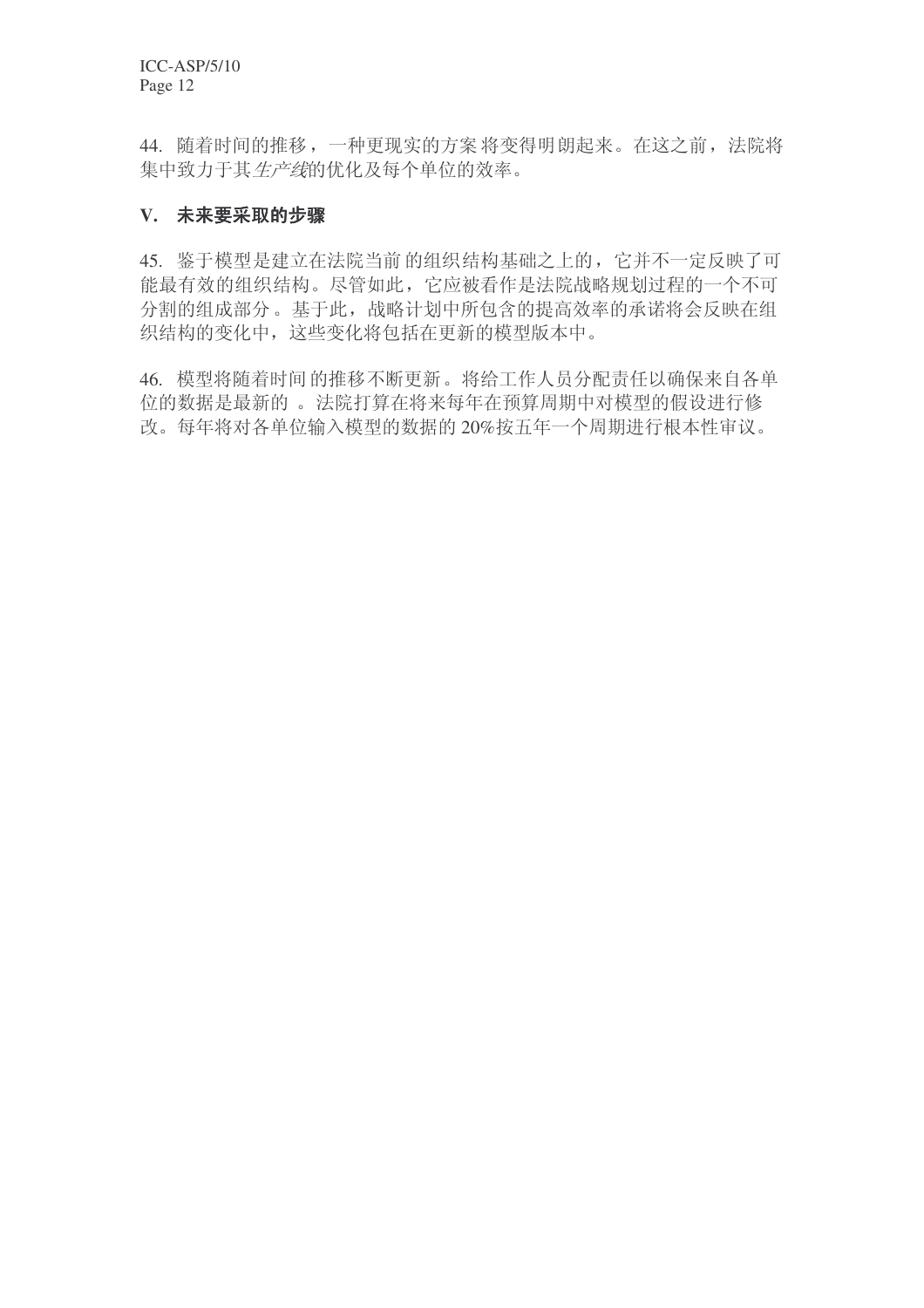44. 随着时间的推移，一种更现实的方案将变得明朗起来。在这之前，法院将集中致力于其*生产线*的优化及每个单位的效率。

## V. 未来要采取的步骤

45. 鉴于模型是建立在法院当前的组织结构基础之上的，它并不一定反映了可能最有效的组织结构。尽管如此，它应被看作是法院战略规划过程的一个不可分割的组成部分。基于此，战略计划中所包含的提高效率的承诺将会反映在组织结构的变化中，这些变化将包括在更新的模型版本中。

46. 模型将随着时间的推移不断更新。将给工作人员分配责任以确保来自各单位的数据是最新的。法院打算在将来每年在预算周期中对模型的假设进行修改。每年将对各单位输入模型的数据的 20%按五年一个周期进行根本性审议。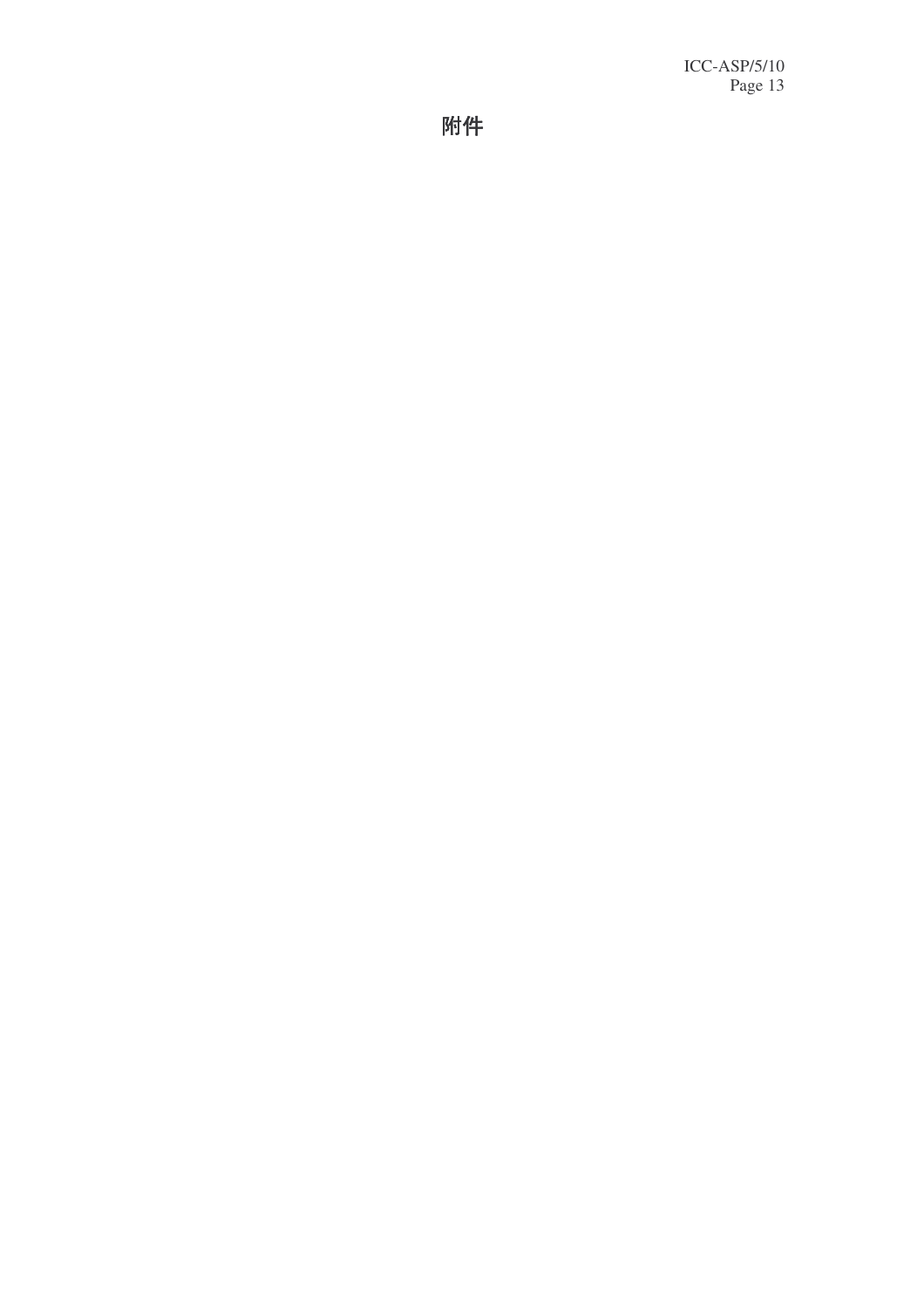# 附件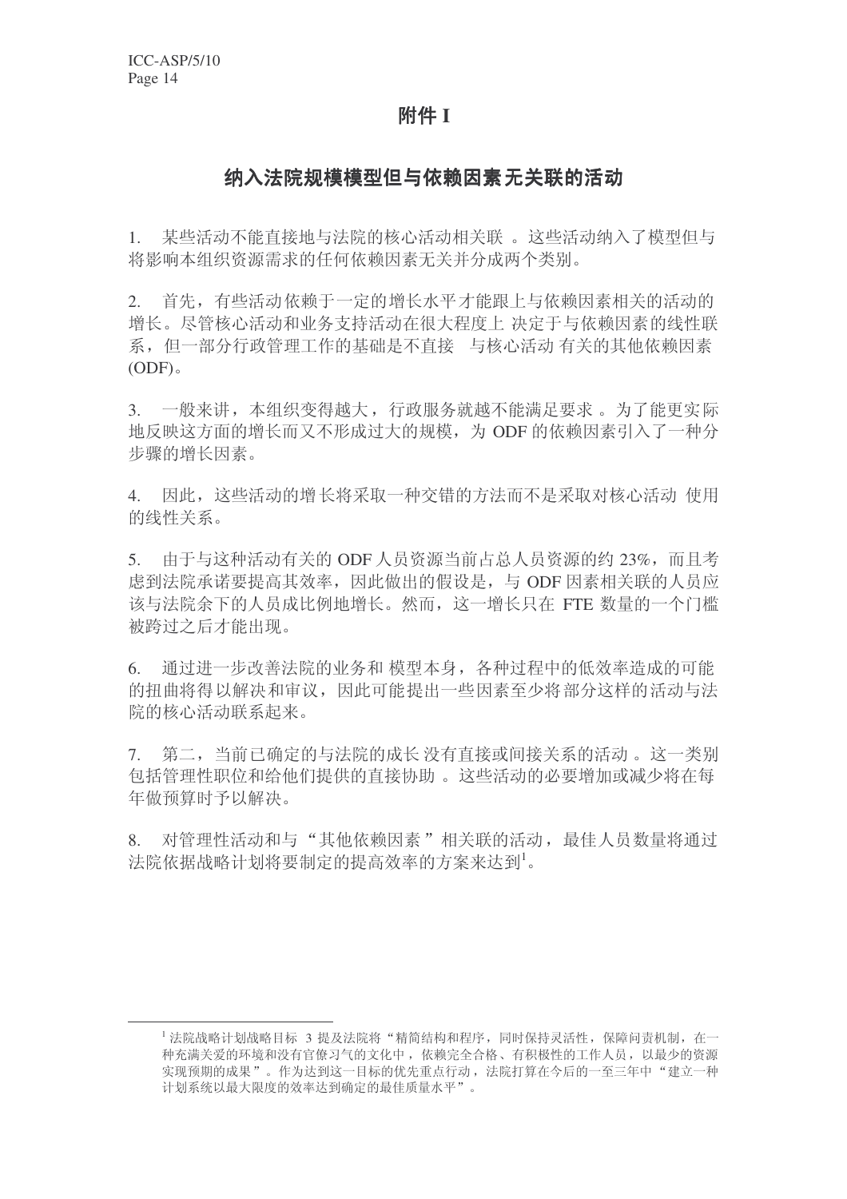# 附件 I

## 纳入法院规模模型但与依赖因素无关联的活动

1. 某些活动不能直接地与法院的核心活动相关联 。这些活动纳入了模型但与将影响本组织资源需求的任何依赖因素无关并分成两个类别。

2. 首先，有些活动依赖于一定的增长水平才能跟上与依赖因素相关的活动的增长。尽管核心活动和业务支持活动在很大程度上 决定于与依赖因素的线性联系，但一部分行政管理工作的基础是不直接 与核心活动 有关的其他依赖因素(ODF)。

3. 一般来讲，本组织变得越大，行政服务就越不能满足要求 。为了能更实际地反映这方面的增长而又不形成过大的规模，为 ODF 的依赖因素引入了一种分步骤的增长因素。

4. 因此，这些活动的增长将采取一种交错的方法而不是采取对核心活动 使用的线性关系。

5. 由于与这种活动有关的 ODF 人员资源当前占总人员资源的约 23%，而且考虑到法院承诺要提高其效率，因此做出的假设是，与 ODF 因素相关联的人员应该与法院余下的人员成比例地增长。然而，这一增长只在 FTE 数量的一个门槛被跨过之后才能出现。

6. 通过进一步改善法院的业务和 模型本身，各种过程中的低效率造成的可能的扭曲将得以解决和审议，因此可能提出一些因素至少将部分这样的活动与法院的核心活动联系起来。

7. 第二，当前已确定的与法院的成长 没有直接或间接关系的活动 。这一类别包括管理性职位和给他们提供的直接协助 。这些活动的必要增加或减少将在每年做预算时予以解决。

8. 对管理性活动和与 “其他依赖因素 ”相关联的活动，最佳人员数量将通过法院依据战略计划将要制定的提高效率的方案来达到[1]。

---

[1] 法院战略计划战略目标 3 提及法院将“精简结构和程序，同时保持灵活性，保障问责机制，在一种充满关爱的环境和没有官僚习气的文化中，依赖完全合格、有积极性的工作人员，以最少的资源实现预期的成果”。作为达到这一目标的优先重点行动，法院打算在今后的一至三年中“建立一种计划系统以最大限度的效率达到确定的最佳质量水平”。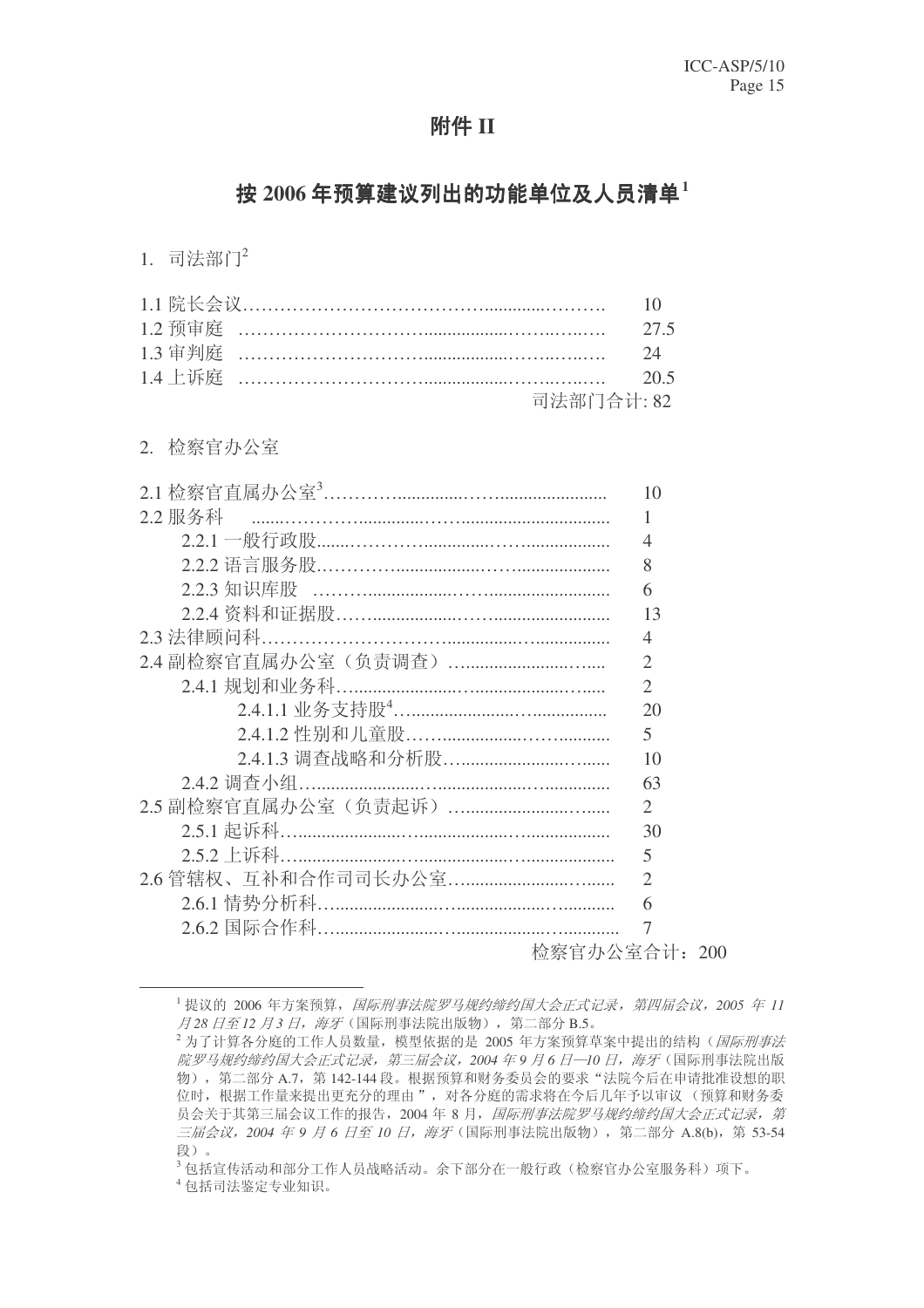## 附件 II

## 按 2006 年预算建议列出的功能单位及人员清单[1]

1. 司法部门[2]

| | |
|---|---|
| 1.1 院长会议 | 10 |
| 1.2 预审庭 | 27.5 |
| 1.3 审判庭 | 24 |
| 1.4 上诉庭 | 20.5 |
| 司法部门合计: 82 | |

2. 检察官办公室

| | |
|---|---|
| 2.1 检察官直属办公室[3] | 10 |
| 2.2 服务科 | 1 |
| 2.2.1 一般行政股 | 4 |
| 2.2.2 语言服务股 | 8 |
| 2.2.3 知识库股 | 6 |
| 2.2.4 资料和证据股 | 13 |
| 2.3 法律顾问科 | 4 |
| 2.4 副检察官直属办公室（负责调查） | 2 |
| 2.4.1 规划和业务科 | 2 |
| 2.4.1.1 业务支持股[4] | 20 |
| 2.4.1.2 性别和儿童股 | 5 |
| 2.4.1.3 调查战略和分析股 | 10 |
| 2.4.2 调查小组 | 63 |
| 2.5 副检察官直属办公室（负责起诉） | 2 |
| 2.5.1 起诉科 | 30 |
| 2.5.2 上诉科 | 5 |
| 2.6 管辖权、互补和合作司司长办公室 | 2 |
| 2.6.1 情势分析科 | 6 |
| 2.6.2 国际合作科 | 7 |
| 检察官办公室合计：200 | |

---

[1] 提议的 2006 年方案预算，*国际刑事法院罗马规约缔约国大会正式记录，第四届会议，2005 年 11 月 28 日至 12 月 3 日，海牙*（国际刑事法院出版物），第二部分 B.5。

[2] 为了计算各分庭的工作人员数量，模型依据的是 2005 年方案预算草案中提出的结构（*国际刑事法院罗马规约缔约国大会正式记录，第三届会议，2004 年 9 月 6 日—10 日，海牙*（国际刑事法院出版物），第二部分 A.7，第 142-144 段。根据预算和财务委员会的要求"法院今后在申请批准设想的职位时，根据工作量来提出更充分的理由"，对各分庭的需求将在今后几年予以审议（预算和财务委员会关于其第三届会议工作的报告，2004 年 8 月，*国际刑事法院罗马规约缔约国大会正式记录，第三届会议，2004 年 9 月 6 日至 10 日，海牙*（国际刑事法院出版物），第二部分 A.8(b)，第 53-54 段）。

[3] 包括宣传活动和部分工作人员战略活动。余下部分在一般行政（检察官办公室服务科）项下。

[4] 包括司法鉴定专业知识。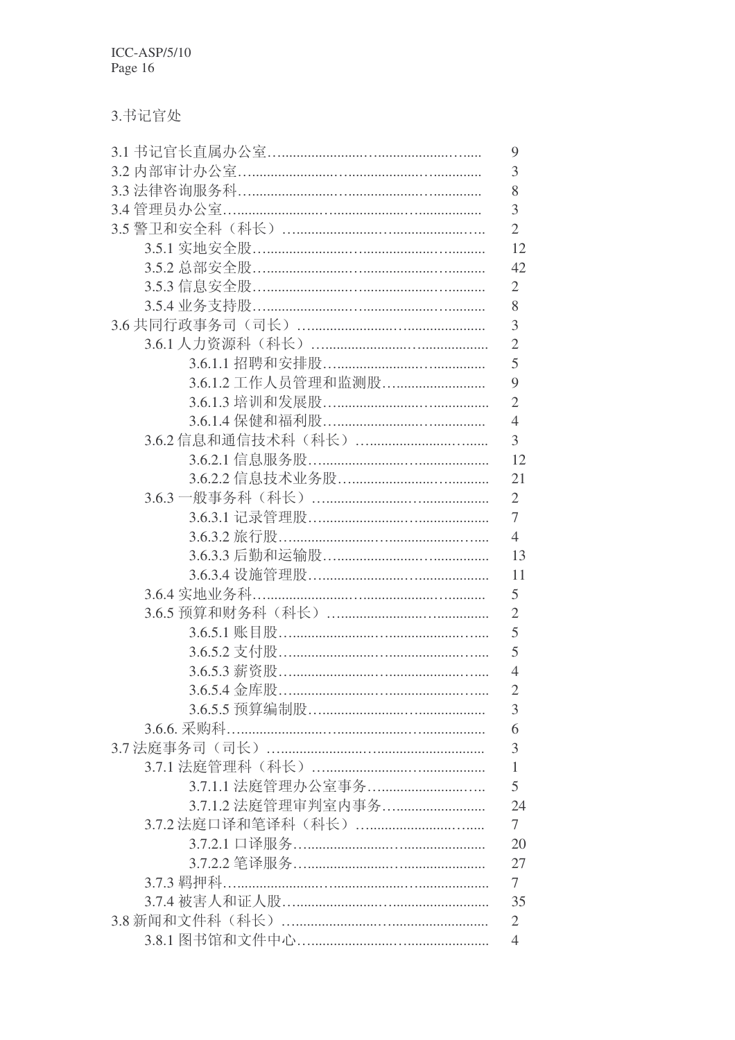3.书记官处

| 部门 | 人数 |
|---|---|
| 3.1 书记官长直属办公室 | 9 |
| 3.2 内部审计办公室 | 3 |
| 3.3 法律咨询服务科 | 8 |
| 3.4 管理员办公室 | 3 |
| 3.5 警卫和安全科（科长） | 2 |
| 3.5.1 实地安全股 | 12 |
| 3.5.2 总部安全股 | 42 |
| 3.5.3 信息安全股 | 2 |
| 3.5.4 业务支持股 | 8 |
| 3.6 共同行政事务司（司长） | 3 |
| 3.6.1 人力资源科（科长） | 2 |
| 3.6.1.1 招聘和安排股 | 5 |
| 3.6.1.2 工作人员管理和监测股 | 9 |
| 3.6.1.3 培训和发展股 | 2 |
| 3.6.1.4 保健和福利股 | 4 |
| 3.6.2 信息和通信技术科（科长） | 3 |
| 3.6.2.1 信息服务股 | 12 |
| 3.6.2.2 信息技术业务股 | 21 |
| 3.6.3 一般事务科（科长） | 2 |
| 3.6.3.1 记录管理股 | 7 |
| 3.6.3.2 旅行股 | 4 |
| 3.6.3.3 后勤和运输股 | 13 |
| 3.6.3.4 设施管理股 | 11 |
| 3.6.4 实地业务科 | 5 |
| 3.6.5 预算和财务科（科长） | 2 |
| 3.6.5.1 账目股 | 5 |
| 3.6.5.2 支付股 | 5 |
| 3.6.5.3 薪资股 | 4 |
| 3.6.5.4 金库股 | 2 |
| 3.6.5.5 预算编制股 | 3 |
| 3.6.6. 采购科 | 6 |
| 3.7 法庭事务司（司长） | 3 |
| 3.7.1 法庭管理科（科长） | 1 |
| 3.7.1.1 法庭管理办公室事务 | 5 |
| 3.7.1.2 法庭管理审判室内事务 | 24 |
| 3.7.2 法庭口译和笔译科（科长） | 7 |
| 3.7.2.1 口译服务 | 20 |
| 3.7.2.2 笔译服务 | 27 |
| 3.7.3 羁押科 | 7 |
| 3.7.4 被害人和证人股 | 35 |
| 3.8 新闻和文件科（科长） | 2 |
| 3.8.1 图书馆和文件中心 | 4 |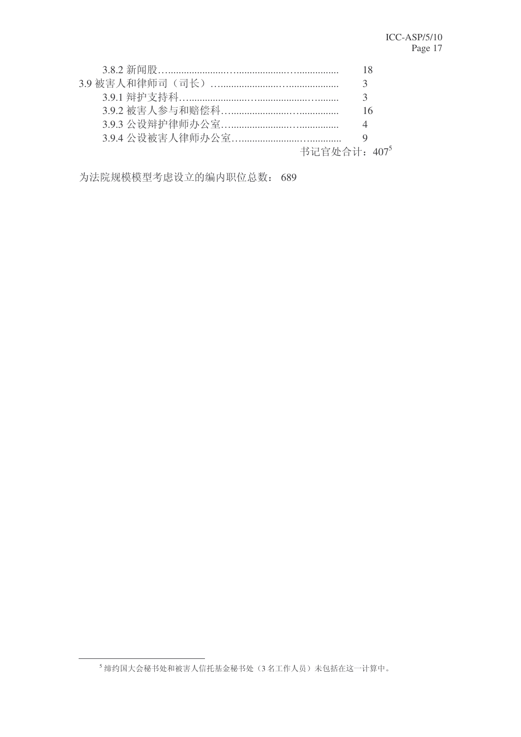3.8.2 新闻股…....................…..................…................ 18

3.9 被害人和律师司（司长）….......................…................... 3

3.9.1 辩护支持科…......................…..................…........ 3

3.9.2 被害人参与和赔偿科…......................…............... 16

3.9.3 公设辩护律师办公室…......................…............... 4

3.9.4 公设被害人律师办公室…......................…............ 9

书记官处合计：407[5]

为法院规模模型考虑设立的编内职位总数： 689

---

[5] 缔约国大会秘书处和被害人信托基金秘书处（3 名工作人员）未包括在这一计算中。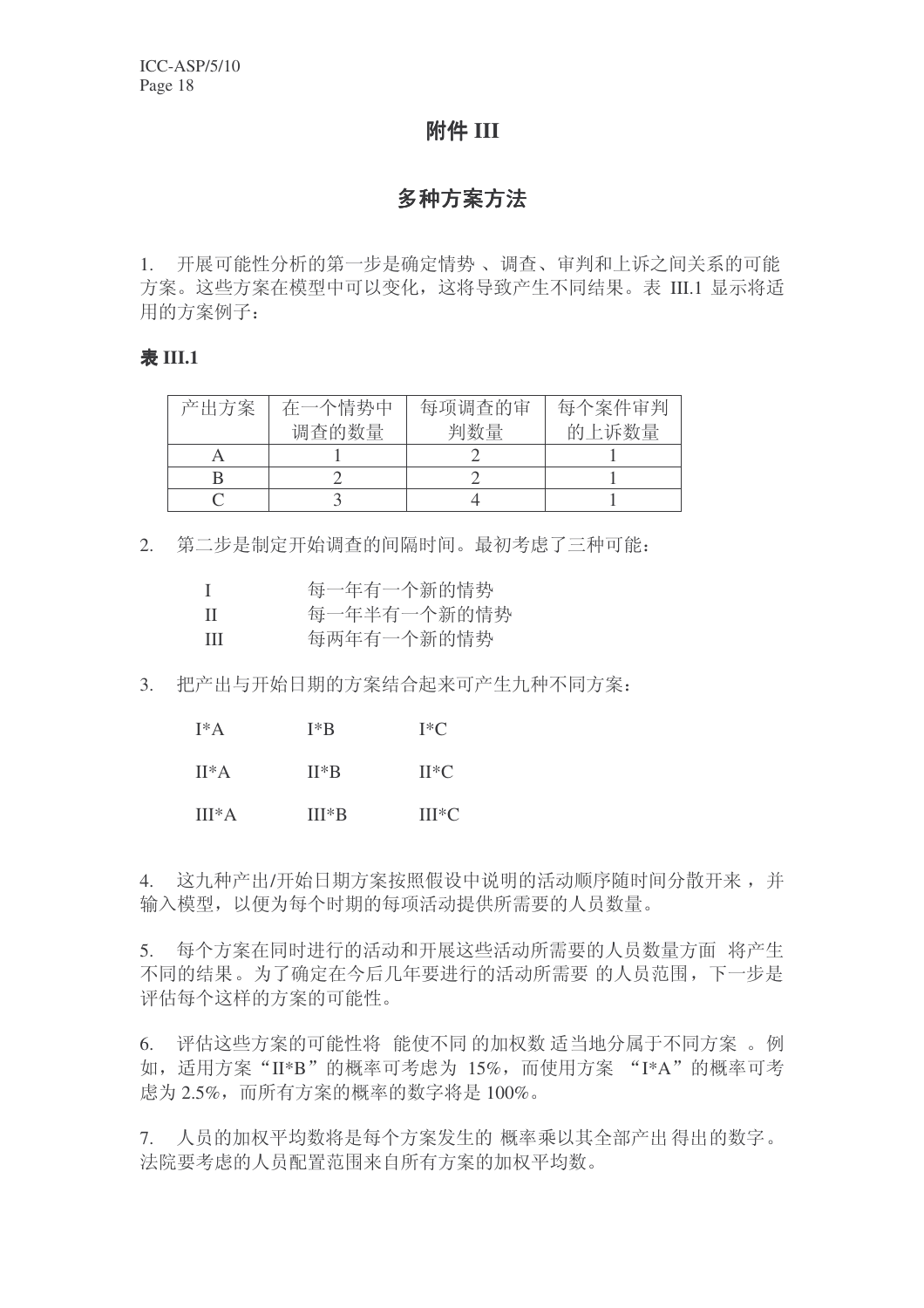# 附件 III

## 多种方案方法

1. 开展可能性分析的第一步是确定情势 、调查、审判和上诉之间关系的可能方案。这些方案在模型中可以变化，这将导致产生不同结果。表 III.1 显示将适用的方案例子：

**表 III.1**

| 产出方案 | 在一个情势中调查的数量 | 每项调查的审判数量 | 每个案件审判的上诉数量 |
|---|---|---|---|
| A | 1 | 2 | 1 |
| B | 2 | 2 | 1 |
| C | 3 | 4 | 1 |

2. 第二步是制定开始调查的间隔时间。最初考虑了三种可能：

| | |
|---|---|
| I | 每一年有一个新的情势 |
| II | 每一年半有一个新的情势 |
| III | 每两年有一个新的情势 |

3. 把产出与开始日期的方案结合起来可产生九种不同方案：

| | | |
|---|---|---|
| I*A | I*B | I*C |
| II*A | II*B | II*C |
| III*A | III*B | III*C |

4. 这九种产出/开始日期方案按照假设中说明的活动顺序随时间分散开来，并输入模型，以便为每个时期的每项活动提供所需要的人员数量。

5. 每个方案在同时进行的活动和开展这些活动所需要的人员数量方面 将产生不同的结果。为了确定在今后几年要进行的活动所需要 的人员范围，下一步是评估每个这样的方案的可能性。

6. 评估这些方案的可能性将 能使不同 的加权数 适当地分属于不同方案 。例如，适用方案“II*B”的概率可考虑为 15%，而使用方案 “I*A”的概率可考虑为 2.5%，而所有方案的概率的数字将是 100%。

7. 人员的加权平均数将是每个方案发生的 概率乘以其全部产出 得出的数字。法院要考虑的人员配置范围来自所有方案的加权平均数。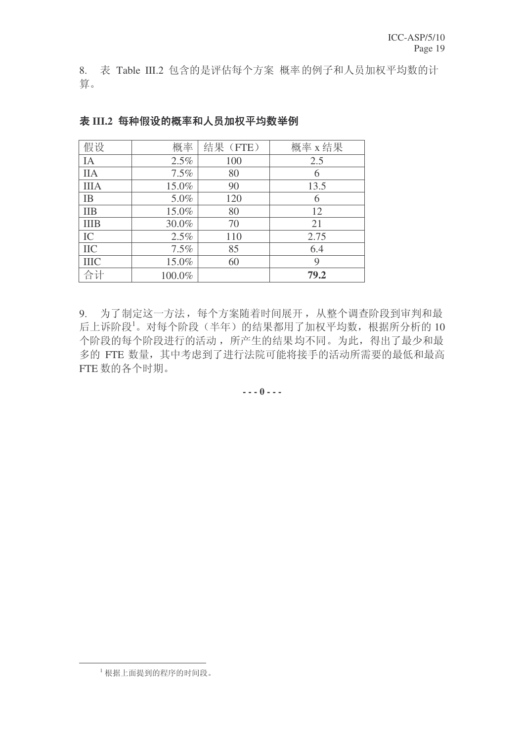8. 表 Table III.2 包含的是评估每个方案 概率的例子和人员加权平均数的计算。

**表 III.2 每种假设的概率和人员加权平均数举例**

| 假设 | 概率 | 结果（FTE） | 概率 x 结果 |
|---|---|---|---|
| IA | 2.5% | 100 | 2.5 |
| IIA | 7.5% | 80 | 6 |
| IIIA | 15.0% | 90 | 13.5 |
| IB | 5.0% | 120 | 6 |
| IIB | 15.0% | 80 | 12 |
| IIIB | 30.0% | 70 | 21 |
| IC | 2.5% | 110 | 2.75 |
| IIC | 7.5% | 85 | 6.4 |
| IIIC | 15.0% | 60 | 9 |
| 合计 | 100.0% | | **79.2** |

9. 为了制定这一方法，每个方案随着时间展开， 从整个调查阶段到审判和最后上诉阶段[1]。对每个阶段（半年）的结果都用了加权平均数，根据所分析的 10 个阶段的每个阶段进行的活动， 所产生的结果均不同。为此，得出了最少和最多的 FTE 数量，其中考虑到了进行法院可能将接手的活动所需要的最低和最高 FTE 数的各个时期。

**- - - 0 - - -**

[1] 根据上面提到的程序的时间段。